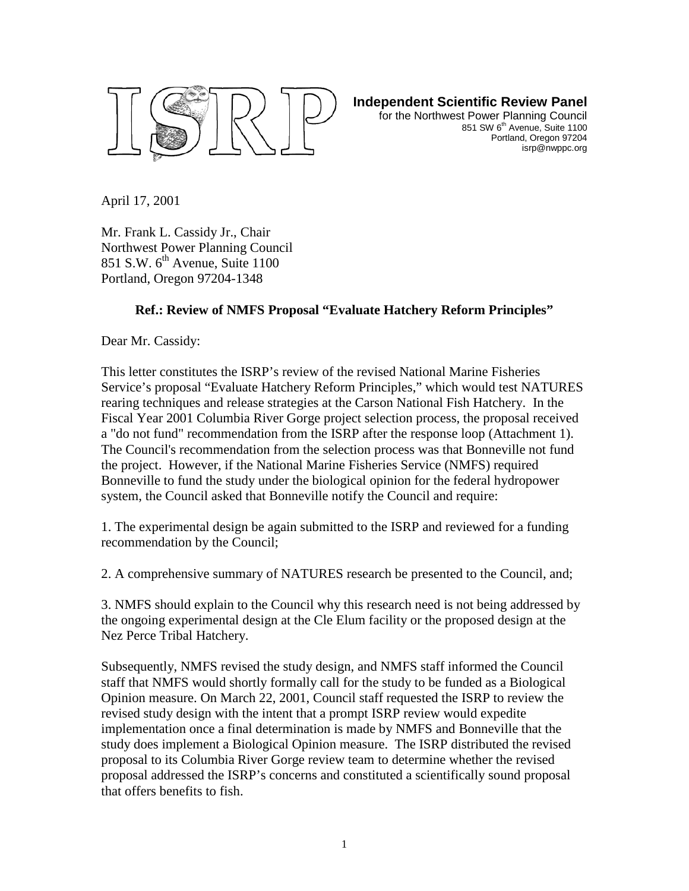**Independent Scientific Review Panel**
for the Northwest Power Planning Council
851 SW 6th Avenue, Suite 1100
Portland, Oregon 97204
isrp@nwppc.org

April 17, 2001

Mr. Frank L. Cassidy Jr., Chair
Northwest Power Planning Council
851 S.W. 6th Avenue, Suite 1100
Portland, Oregon 97204-1348

**Ref.: Review of NMFS Proposal "Evaluate Hatchery Reform Principles"**

Dear Mr. Cassidy:

This letter constitutes the ISRP's review of the revised National Marine Fisheries Service's proposal "Evaluate Hatchery Reform Principles," which would test NATURES rearing techniques and release strategies at the Carson National Fish Hatchery. In the Fiscal Year 2001 Columbia River Gorge project selection process, the proposal received a "do not fund" recommendation from the ISRP after the response loop (Attachment 1). The Council's recommendation from the selection process was that Bonneville not fund the project. However, if the National Marine Fisheries Service (NMFS) required Bonneville to fund the study under the biological opinion for the federal hydropower system, the Council asked that Bonneville notify the Council and require:

1. The experimental design be again submitted to the ISRP and reviewed for a funding recommendation by the Council;

2. A comprehensive summary of NATURES research be presented to the Council, and;

3. NMFS should explain to the Council why this research need is not being addressed by the ongoing experimental design at the Cle Elum facility or the proposed design at the Nez Perce Tribal Hatchery.

Subsequently, NMFS revised the study design, and NMFS staff informed the Council staff that NMFS would shortly formally call for the study to be funded as a Biological Opinion measure. On March 22, 2001, Council staff requested the ISRP to review the revised study design with the intent that a prompt ISRP review would expedite implementation once a final determination is made by NMFS and Bonneville that the study does implement a Biological Opinion measure. The ISRP distributed the revised proposal to its Columbia River Gorge review team to determine whether the revised proposal addressed the ISRP's concerns and constituted a scientifically sound proposal that offers benefits to fish.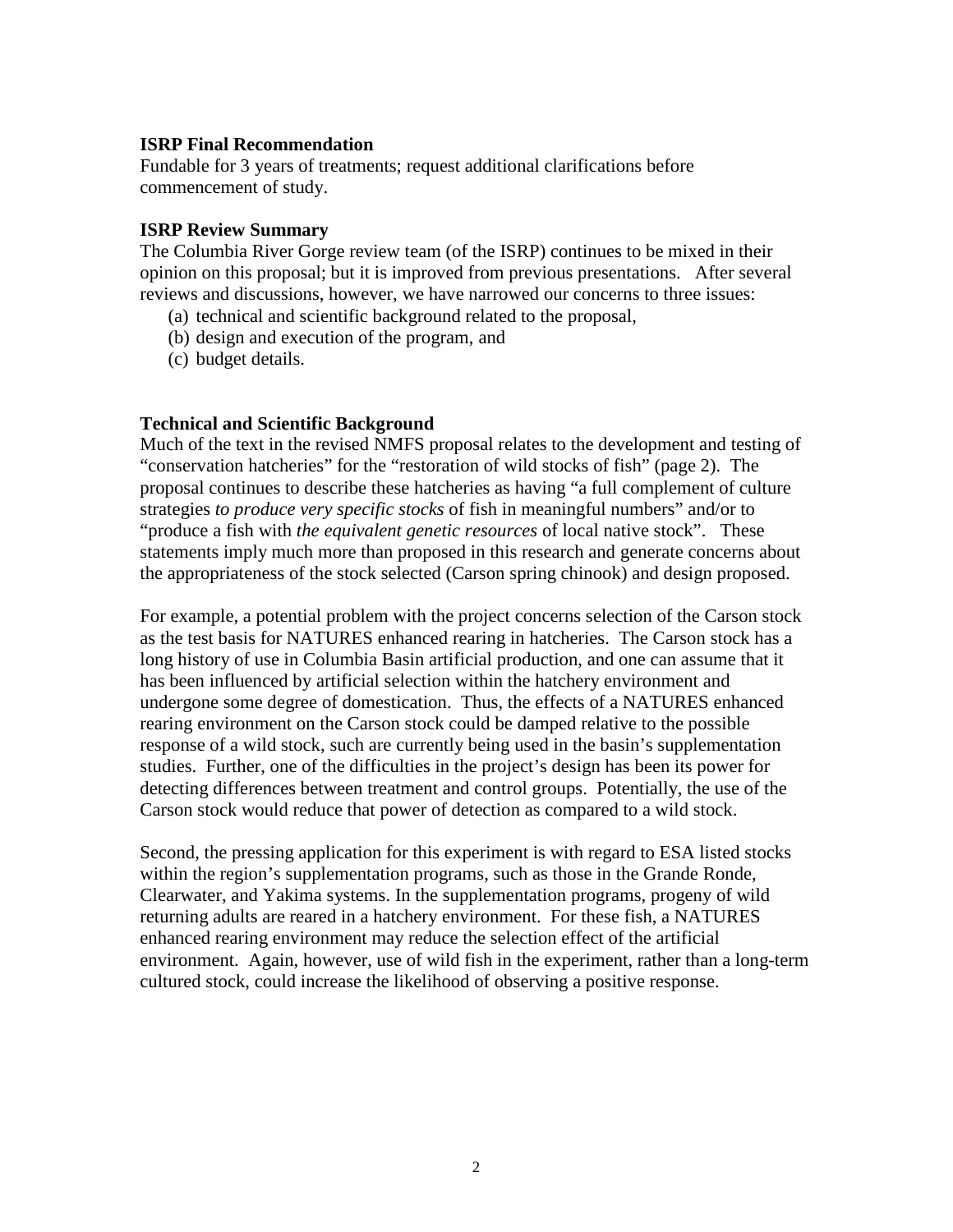**ISRP Final Recommendation**

Fundable for 3 years of treatments; request additional clarifications before commencement of study.

**ISRP Review Summary**

The Columbia River Gorge review team (of the ISRP) continues to be mixed in their opinion on this proposal; but it is improved from previous presentations. After several reviews and discussions, however, we have narrowed our concerns to three issues:

(a) technical and scientific background related to the proposal,
(b) design and execution of the program, and
(c) budget details.

**Technical and Scientific Background**

Much of the text in the revised NMFS proposal relates to the development and testing of "conservation hatcheries" for the "restoration of wild stocks of fish" (page 2). The proposal continues to describe these hatcheries as having "a full complement of culture strategies *to produce very specific stocks* of fish in meaningful numbers" and/or to "produce a fish with *the equivalent genetic resources* of local native stock". These statements imply much more than proposed in this research and generate concerns about the appropriateness of the stock selected (Carson spring chinook) and design proposed.

For example, a potential problem with the project concerns selection of the Carson stock as the test basis for NATURES enhanced rearing in hatcheries. The Carson stock has a long history of use in Columbia Basin artificial production, and one can assume that it has been influenced by artificial selection within the hatchery environment and undergone some degree of domestication. Thus, the effects of a NATURES enhanced rearing environment on the Carson stock could be damped relative to the possible response of a wild stock, such are currently being used in the basin's supplementation studies. Further, one of the difficulties in the project's design has been its power for detecting differences between treatment and control groups. Potentially, the use of the Carson stock would reduce that power of detection as compared to a wild stock.

Second, the pressing application for this experiment is with regard to ESA listed stocks within the region's supplementation programs, such as those in the Grande Ronde, Clearwater, and Yakima systems. In the supplementation programs, progeny of wild returning adults are reared in a hatchery environment. For these fish, a NATURES enhanced rearing environment may reduce the selection effect of the artificial environment. Again, however, use of wild fish in the experiment, rather than a long-term cultured stock, could increase the likelihood of observing a positive response.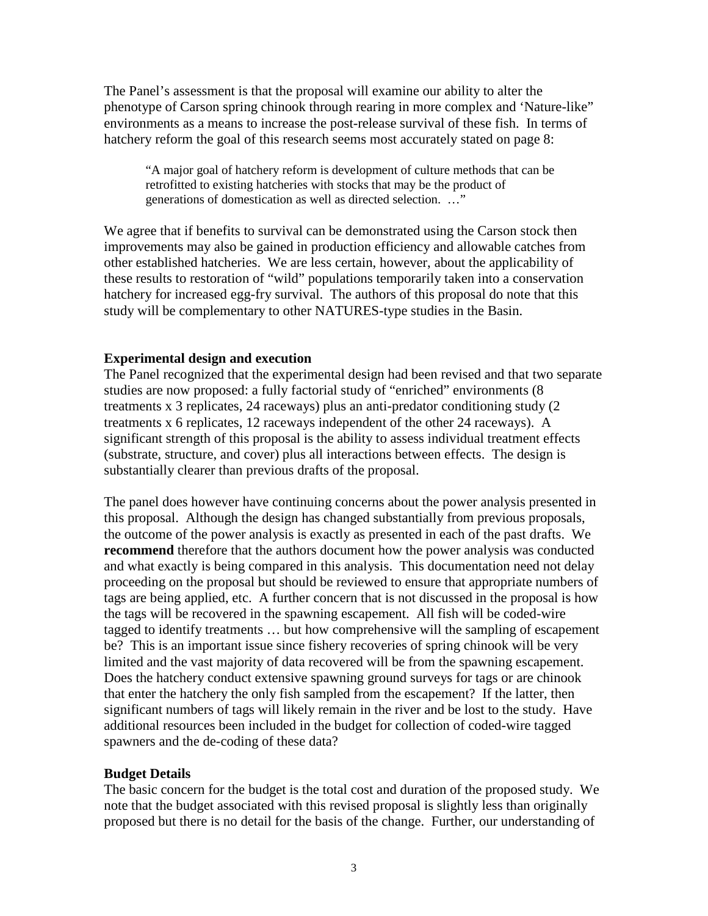The Panel's assessment is that the proposal will examine our ability to alter the phenotype of Carson spring chinook through rearing in more complex and 'Nature-like" environments as a means to increase the post-release survival of these fish. In terms of hatchery reform the goal of this research seems most accurately stated on page 8:

> "A major goal of hatchery reform is development of culture methods that can be retrofitted to existing hatcheries with stocks that may be the product of generations of domestication as well as directed selection. …"

We agree that if benefits to survival can be demonstrated using the Carson stock then improvements may also be gained in production efficiency and allowable catches from other established hatcheries. We are less certain, however, about the applicability of these results to restoration of "wild" populations temporarily taken into a conservation hatchery for increased egg-fry survival. The authors of this proposal do note that this study will be complementary to other NATURES-type studies in the Basin.

**Experimental design and execution**

The Panel recognized that the experimental design had been revised and that two separate studies are now proposed: a fully factorial study of "enriched" environments (8 treatments x 3 replicates, 24 raceways) plus an anti-predator conditioning study (2 treatments x 6 replicates, 12 raceways independent of the other 24 raceways). A significant strength of this proposal is the ability to assess individual treatment effects (substrate, structure, and cover) plus all interactions between effects. The design is substantially clearer than previous drafts of the proposal.

The panel does however have continuing concerns about the power analysis presented in this proposal. Although the design has changed substantially from previous proposals, the outcome of the power analysis is exactly as presented in each of the past drafts. We **recommend** therefore that the authors document how the power analysis was conducted and what exactly is being compared in this analysis. This documentation need not delay proceeding on the proposal but should be reviewed to ensure that appropriate numbers of tags are being applied, etc. A further concern that is not discussed in the proposal is how the tags will be recovered in the spawning escapement. All fish will be coded-wire tagged to identify treatments … but how comprehensive will the sampling of escapement be? This is an important issue since fishery recoveries of spring chinook will be very limited and the vast majority of data recovered will be from the spawning escapement. Does the hatchery conduct extensive spawning ground surveys for tags or are chinook that enter the hatchery the only fish sampled from the escapement? If the latter, then significant numbers of tags will likely remain in the river and be lost to the study. Have additional resources been included in the budget for collection of coded-wire tagged spawners and the de-coding of these data?

**Budget Details**

The basic concern for the budget is the total cost and duration of the proposed study. We note that the budget associated with this revised proposal is slightly less than originally proposed but there is no detail for the basis of the change. Further, our understanding of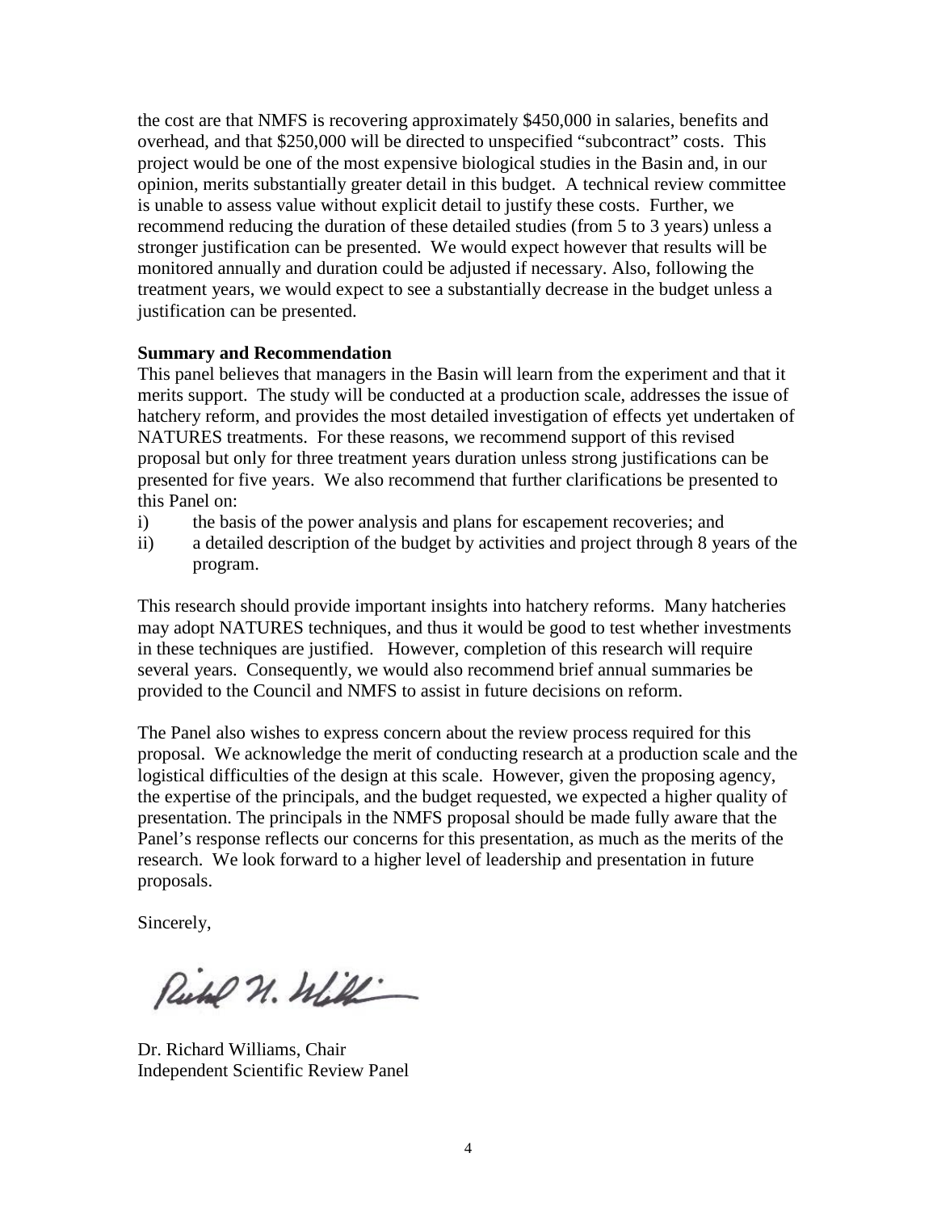the cost are that NMFS is recovering approximately $450,000 in salaries, benefits and overhead, and that $250,000 will be directed to unspecified "subcontract" costs. This project would be one of the most expensive biological studies in the Basin and, in our opinion, merits substantially greater detail in this budget. A technical review committee is unable to assess value without explicit detail to justify these costs. Further, we recommend reducing the duration of these detailed studies (from 5 to 3 years) unless a stronger justification can be presented. We would expect however that results will be monitored annually and duration could be adjusted if necessary. Also, following the treatment years, we would expect to see a substantially decrease in the budget unless a justification can be presented.

**Summary and Recommendation**

This panel believes that managers in the Basin will learn from the experiment and that it merits support. The study will be conducted at a production scale, addresses the issue of hatchery reform, and provides the most detailed investigation of effects yet undertaken of NATURES treatments. For these reasons, we recommend support of this revised proposal but only for three treatment years duration unless strong justifications can be presented for five years. We also recommend that further clarifications be presented to this Panel on:

i) the basis of the power analysis and plans for escapement recoveries; and
ii) a detailed description of the budget by activities and project through 8 years of the program.

This research should provide important insights into hatchery reforms. Many hatcheries may adopt NATURES techniques, and thus it would be good to test whether investments in these techniques are justified. However, completion of this research will require several years. Consequently, we would also recommend brief annual summaries be provided to the Council and NMFS to assist in future decisions on reform.

The Panel also wishes to express concern about the review process required for this proposal. We acknowledge the merit of conducting research at a production scale and the logistical difficulties of the design at this scale. However, given the proposing agency, the expertise of the principals, and the budget requested, we expected a higher quality of presentation. The principals in the NMFS proposal should be made fully aware that the Panel's response reflects our concerns for this presentation, as much as the merits of the research. We look forward to a higher level of leadership and presentation in future proposals.

Sincerely,

Dr. Richard Williams, Chair
Independent Scientific Review Panel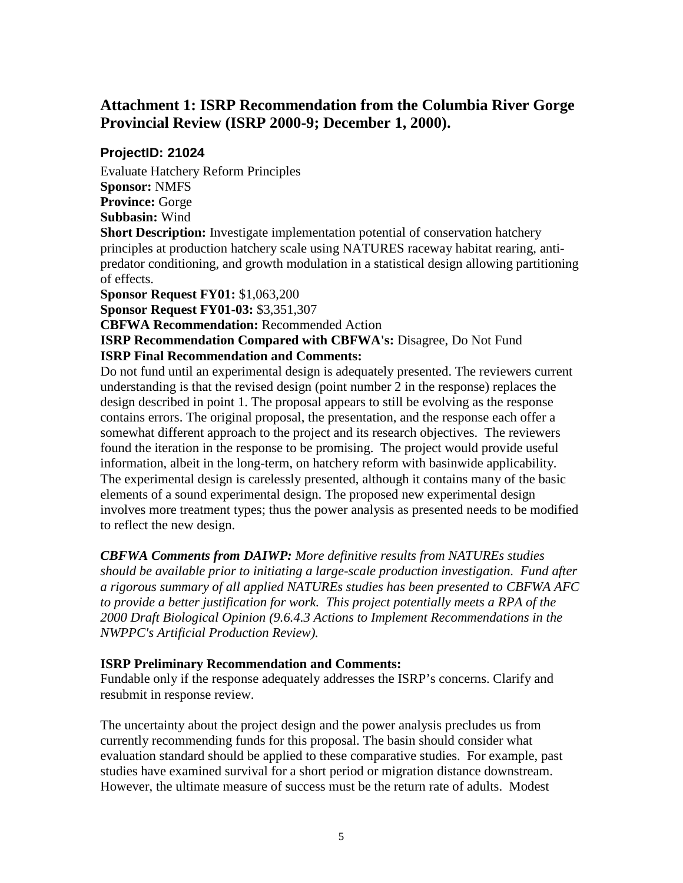## Attachment 1: ISRP Recommendation from the Columbia River Gorge Provincial Review (ISRP 2000-9; December 1, 2000).

### ProjectID: 21024

Evaluate Hatchery Reform Principles
**Sponsor:** NMFS
**Province:** Gorge
**Subbasin:** Wind
**Short Description:** Investigate implementation potential of conservation hatchery principles at production hatchery scale using NATURES raceway habitat rearing, anti-predator conditioning, and growth modulation in a statistical design allowing partitioning of effects.
**Sponsor Request FY01:** $1,063,200
**Sponsor Request FY01-03:** $3,351,307
**CBFWA Recommendation:** Recommended Action
**ISRP Recommendation Compared with CBFWA's:** Disagree, Do Not Fund
**ISRP Final Recommendation and Comments:**
Do not fund until an experimental design is adequately presented. The reviewers current understanding is that the revised design (point number 2 in the response) replaces the design described in point 1. The proposal appears to still be evolving as the response contains errors. The original proposal, the presentation, and the response each offer a somewhat different approach to the project and its research objectives. The reviewers found the iteration in the response to be promising. The project would provide useful information, albeit in the long-term, on hatchery reform with basinwide applicability. The experimental design is carelessly presented, although it contains many of the basic elements of a sound experimental design. The proposed new experimental design involves more treatment types; thus the power analysis as presented needs to be modified to reflect the new design.

***CBFWA Comments from DAIWP:** More definitive results from NATUREs studies should be available prior to initiating a large-scale production investigation. Fund after a rigorous summary of all applied NATUREs studies has been presented to CBFWA AFC to provide a better justification for work. This project potentially meets a RPA of the 2000 Draft Biological Opinion (9.6.4.3 Actions to Implement Recommendations in the NWPPC's Artificial Production Review).*

**ISRP Preliminary Recommendation and Comments:**
Fundable only if the response adequately addresses the ISRP's concerns. Clarify and resubmit in response review.

The uncertainty about the project design and the power analysis precludes us from currently recommending funds for this proposal. The basin should consider what evaluation standard should be applied to these comparative studies. For example, past studies have examined survival for a short period or migration distance downstream. However, the ultimate measure of success must be the return rate of adults. Modest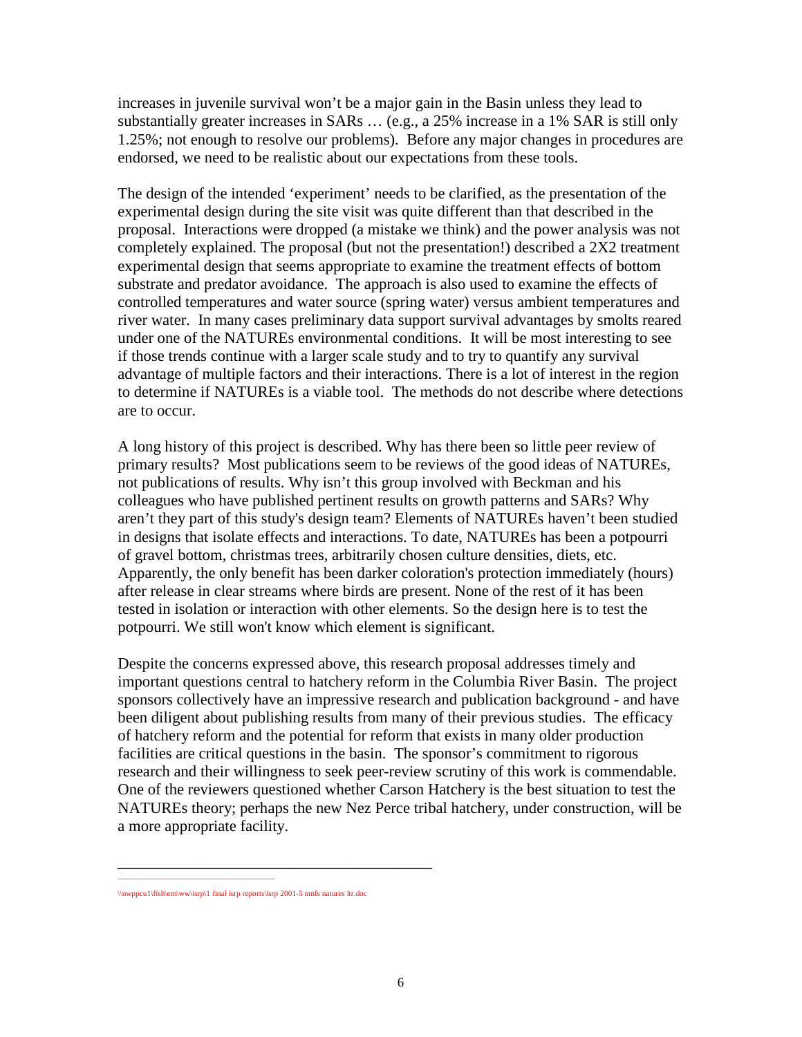increases in juvenile survival won't be a major gain in the Basin unless they lead to substantially greater increases in SARs … (e.g., a 25% increase in a 1% SAR is still only 1.25%; not enough to resolve our problems). Before any major changes in procedures are endorsed, we need to be realistic about our expectations from these tools.

The design of the intended 'experiment' needs to be clarified, as the presentation of the experimental design during the site visit was quite different than that described in the proposal. Interactions were dropped (a mistake we think) and the power analysis was not completely explained. The proposal (but not the presentation!) described a 2X2 treatment experimental design that seems appropriate to examine the treatment effects of bottom substrate and predator avoidance. The approach is also used to examine the effects of controlled temperatures and water source (spring water) versus ambient temperatures and river water. In many cases preliminary data support survival advantages by smolts reared under one of the NATUREs environmental conditions. It will be most interesting to see if those trends continue with a larger scale study and to try to quantify any survival advantage of multiple factors and their interactions. There is a lot of interest in the region to determine if NATUREs is a viable tool. The methods do not describe where detections are to occur.

A long history of this project is described. Why has there been so little peer review of primary results? Most publications seem to be reviews of the good ideas of NATUREs, not publications of results. Why isn't this group involved with Beckman and his colleagues who have published pertinent results on growth patterns and SARs? Why aren't they part of this study's design team? Elements of NATUREs haven't been studied in designs that isolate effects and interactions. To date, NATUREs has been a potpourri of gravel bottom, christmas trees, arbitrarily chosen culture densities, diets, etc. Apparently, the only benefit has been darker coloration's protection immediately (hours) after release in clear streams where birds are present. None of the rest of it has been tested in isolation or interaction with other elements. So the design here is to test the potpourri. We still won't know which element is significant.

Despite the concerns expressed above, this research proposal addresses timely and important questions central to hatchery reform in the Columbia River Basin. The project sponsors collectively have an impressive research and publication background - and have been diligent about publishing results from many of their previous studies. The efficacy of hatchery reform and the potential for reform that exists in many older production facilities are critical questions in the basin. The sponsor's commitment to rigorous research and their willingness to seek peer-review scrutiny of this work is commendable. One of the reviewers questioned whether Carson Hatchery is the best situation to test the NATUREs theory; perhaps the new Nez Perce tribal hatchery, under construction, will be a more appropriate facility.

---

\\nwppcu1\fish\em\ww\isrp\1 final isrp reports\isrp 2001-5 nmfs natures ltr.doc